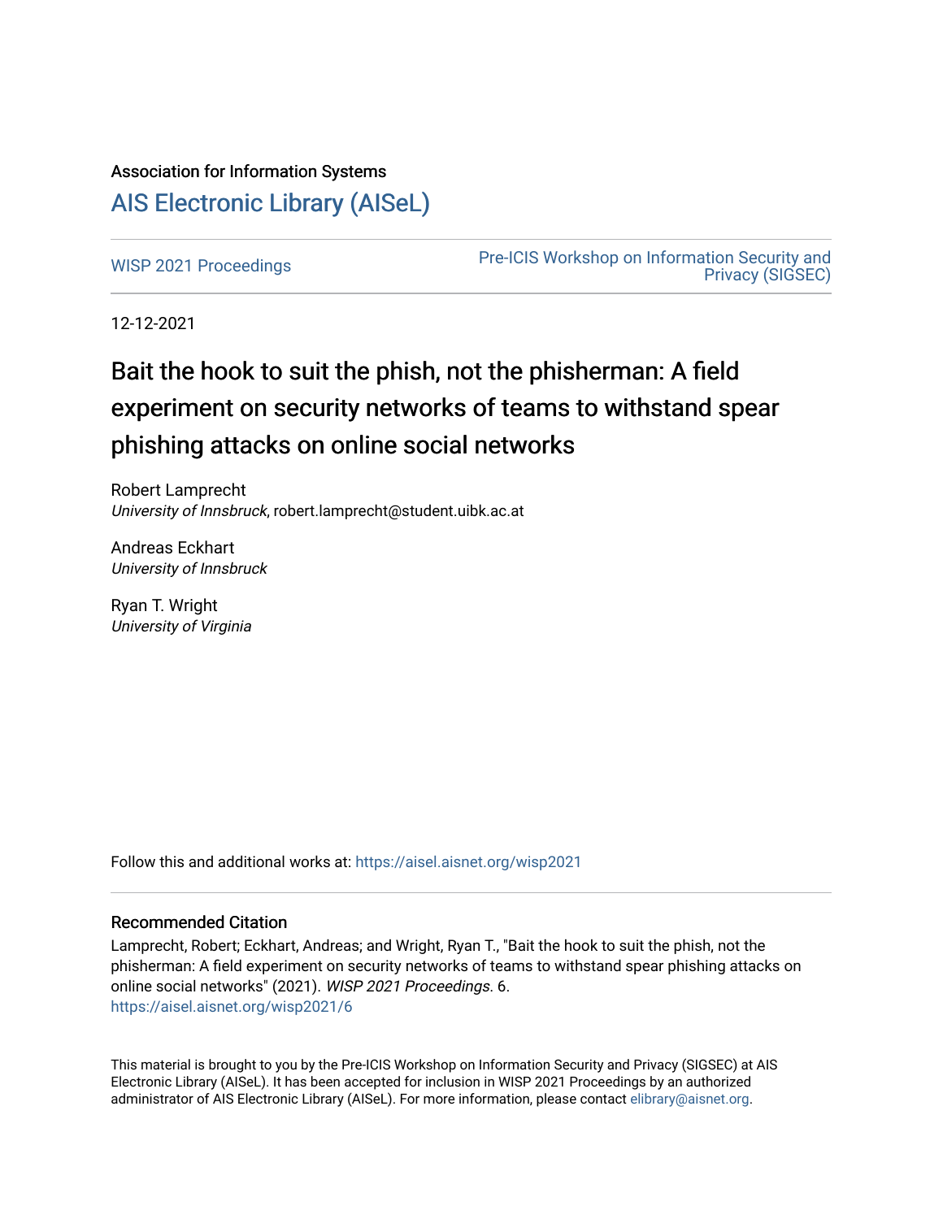Association for Information Systems

# AIS Electronic Library (AISeL)

WISP 2021 Proceedings

Pre-ICIS Workshop on Information Security and Privacy (SIGSEC)

12-12-2021

## Bait the hook to suit the phish, not the phisherman: A field experiment on security networks of teams to withstand spear phishing attacks on online social networks

Robert Lamprecht
*University of Innsbruck*, robert.lamprecht@student.uibk.ac.at

Andreas Eckhart
*University of Innsbruck*

Ryan T. Wright
*University of Virginia*

Follow this and additional works at: https://aisel.aisnet.org/wisp2021

### Recommended Citation

Lamprecht, Robert; Eckhart, Andreas; and Wright, Ryan T., "Bait the hook to suit the phish, not the phisherman: A field experiment on security networks of teams to withstand spear phishing attacks on online social networks" (2021). *WISP 2021 Proceedings*. 6.
https://aisel.aisnet.org/wisp2021/6

This material is brought to you by the Pre-ICIS Workshop on Information Security and Privacy (SIGSEC) at AIS Electronic Library (AISeL). It has been accepted for inclusion in WISP 2021 Proceedings by an authorized administrator of AIS Electronic Library (AISeL). For more information, please contact elibrary@aisnet.org.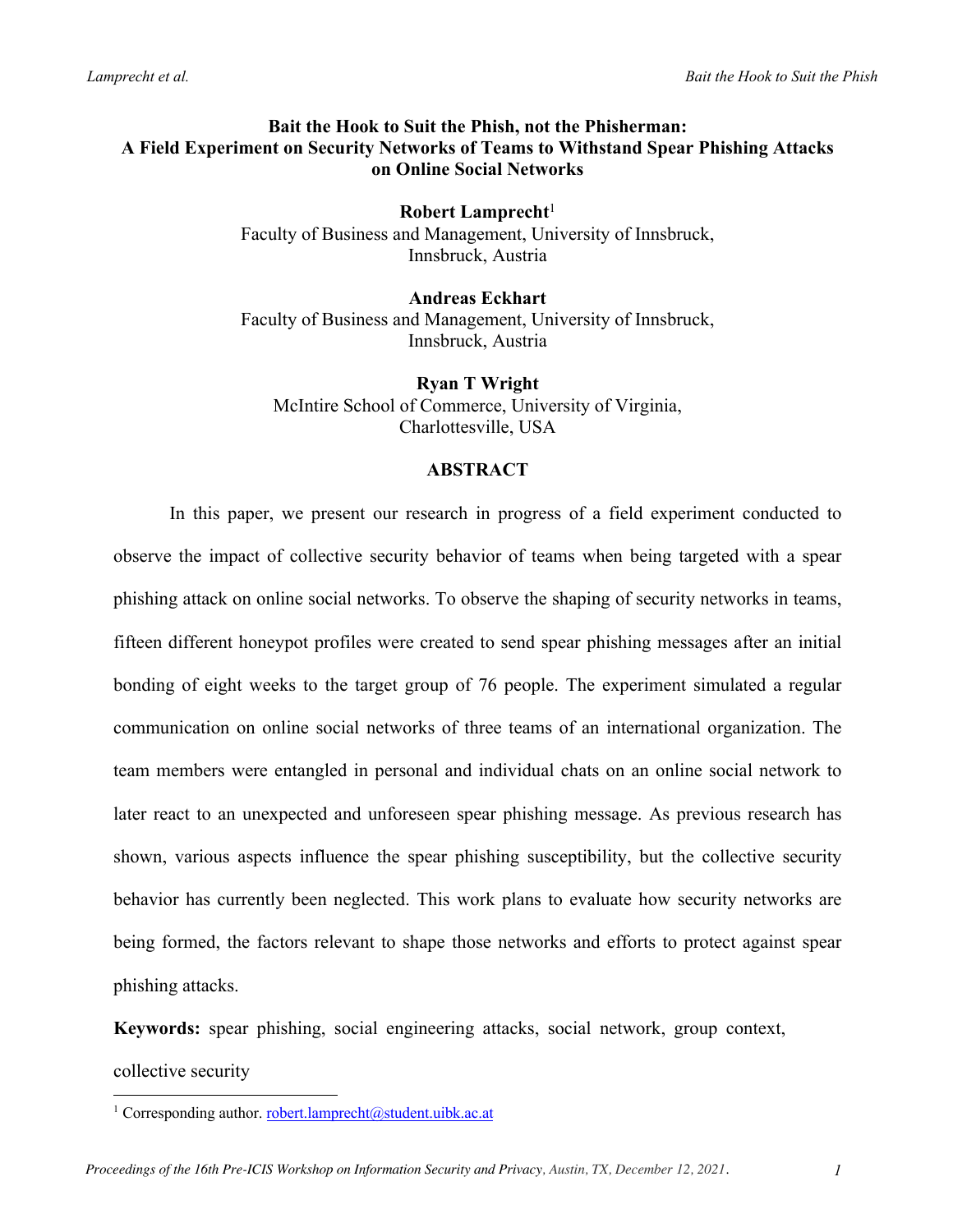# Bait the Hook to Suit the Phish, not the Phisherman: A Field Experiment on Security Networks of Teams to Withstand Spear Phishing Attacks on Online Social Networks

**Robert Lamprecht**[1]
Faculty of Business and Management, University of Innsbruck, Innsbruck, Austria

**Andreas Eckhart**
Faculty of Business and Management, University of Innsbruck, Innsbruck, Austria

**Ryan T Wright**
McIntire School of Commerce, University of Virginia, Charlottesville, USA

## ABSTRACT

In this paper, we present our research in progress of a field experiment conducted to observe the impact of collective security behavior of teams when being targeted with a spear phishing attack on online social networks. To observe the shaping of security networks in teams, fifteen different honeypot profiles were created to send spear phishing messages after an initial bonding of eight weeks to the target group of 76 people. The experiment simulated a regular communication on online social networks of three teams of an international organization. The team members were entangled in personal and individual chats on an online social network to later react to an unexpected and unforeseen spear phishing message. As previous research has shown, various aspects influence the spear phishing susceptibility, but the collective security behavior has currently been neglected. This work plans to evaluate how security networks are being formed, the factors relevant to shape those networks and efforts to protect against spear phishing attacks.

**Keywords:** spear phishing, social engineering attacks, social network, group context, collective security

[1] Corresponding author. robert.lamprecht@student.uibk.ac.at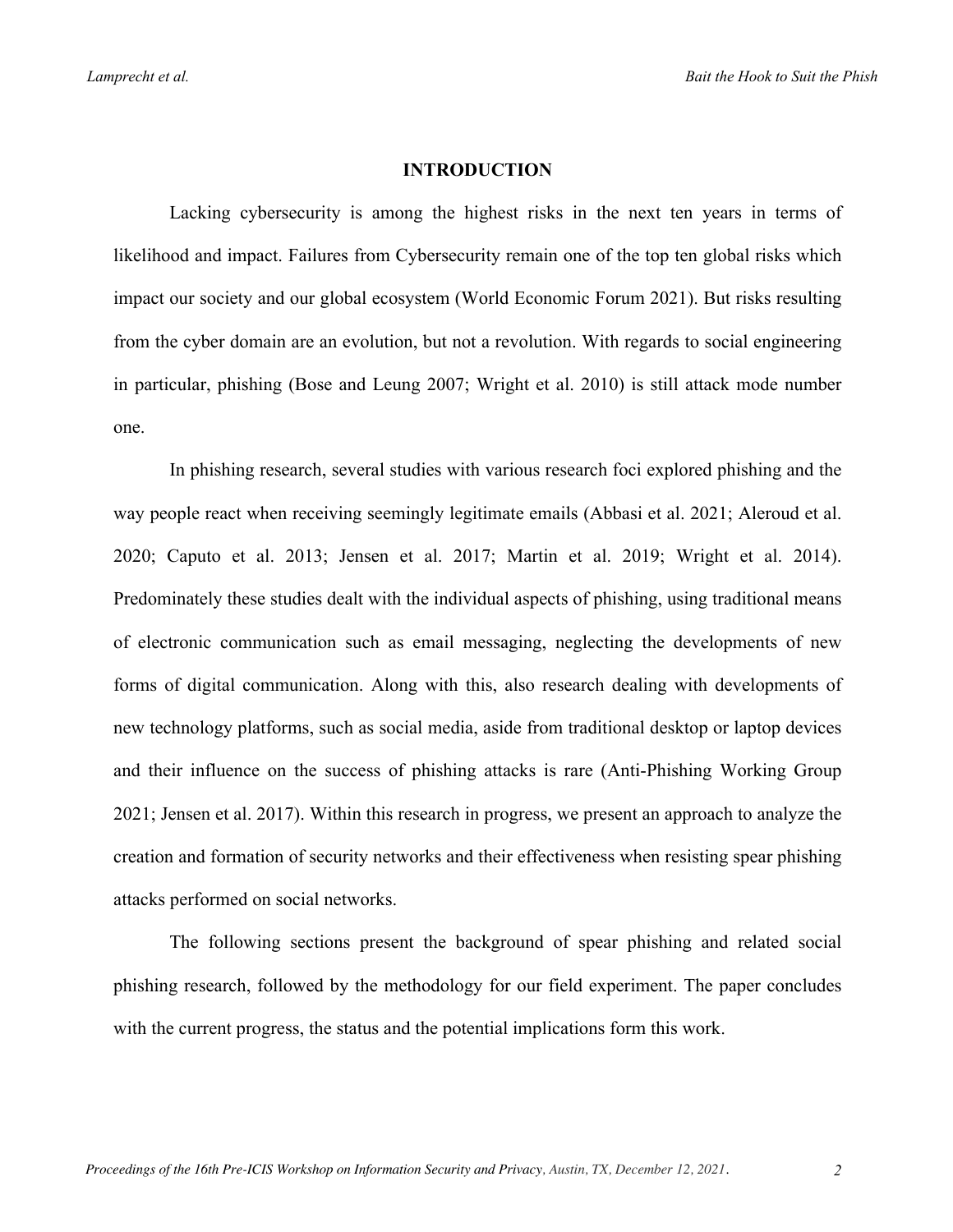## INTRODUCTION

Lacking cybersecurity is among the highest risks in the next ten years in terms of likelihood and impact. Failures from Cybersecurity remain one of the top ten global risks which impact our society and our global ecosystem (World Economic Forum 2021). But risks resulting from the cyber domain are an evolution, but not a revolution. With regards to social engineering in particular, phishing (Bose and Leung 2007; Wright et al. 2010) is still attack mode number one.

In phishing research, several studies with various research foci explored phishing and the way people react when receiving seemingly legitimate emails (Abbasi et al. 2021; Aleroud et al. 2020; Caputo et al. 2013; Jensen et al. 2017; Martin et al. 2019; Wright et al. 2014). Predominately these studies dealt with the individual aspects of phishing, using traditional means of electronic communication such as email messaging, neglecting the developments of new forms of digital communication. Along with this, also research dealing with developments of new technology platforms, such as social media, aside from traditional desktop or laptop devices and their influence on the success of phishing attacks is rare (Anti-Phishing Working Group 2021; Jensen et al. 2017). Within this research in progress, we present an approach to analyze the creation and formation of security networks and their effectiveness when resisting spear phishing attacks performed on social networks.

The following sections present the background of spear phishing and related social phishing research, followed by the methodology for our field experiment. The paper concludes with the current progress, the status and the potential implications form this work.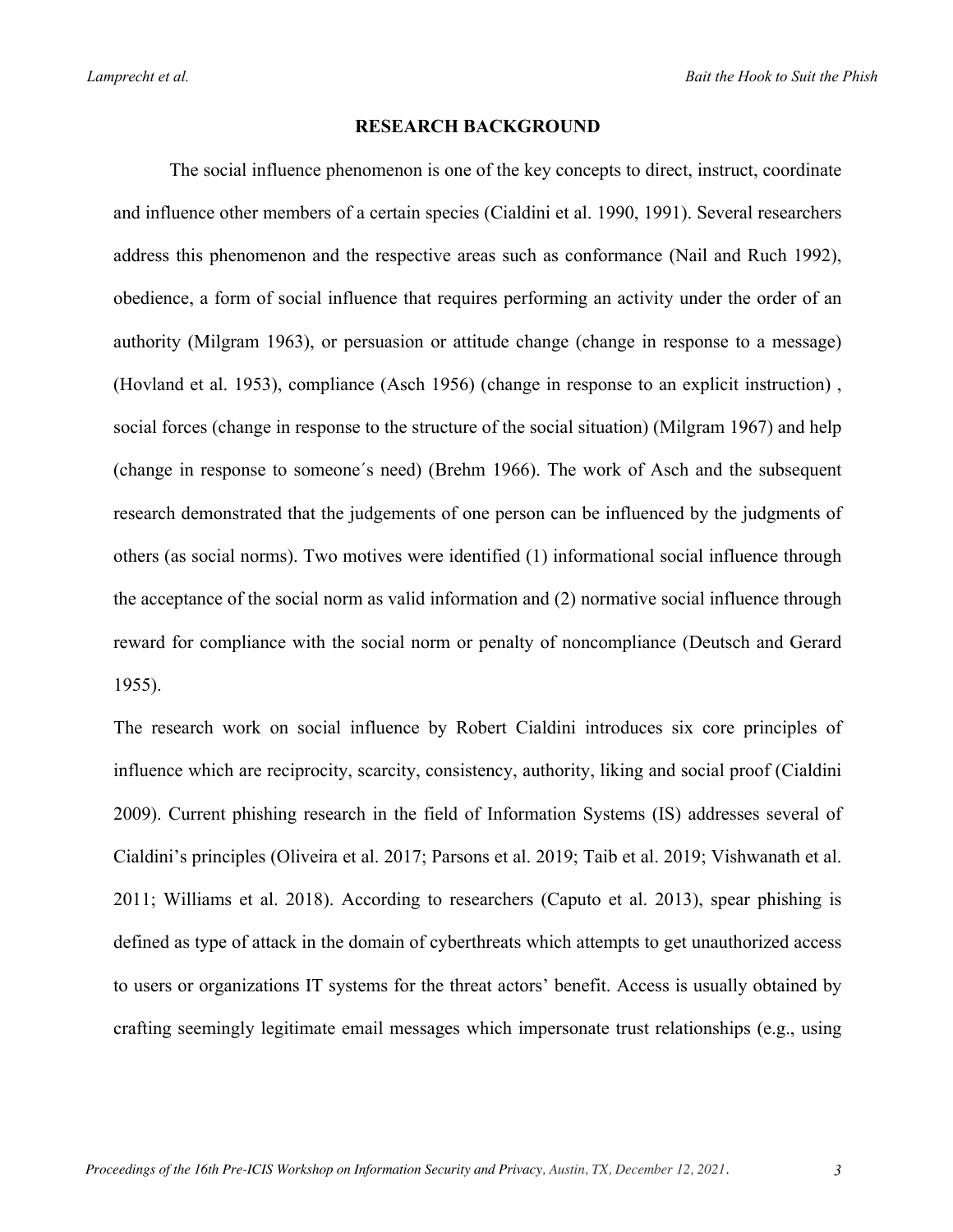## RESEARCH BACKGROUND

The social influence phenomenon is one of the key concepts to direct, instruct, coordinate and influence other members of a certain species (Cialdini et al. 1990, 1991). Several researchers address this phenomenon and the respective areas such as conformance (Nail and Ruch 1992), obedience, a form of social influence that requires performing an activity under the order of an authority (Milgram 1963), or persuasion or attitude change (change in response to a message) (Hovland et al. 1953), compliance (Asch 1956) (change in response to an explicit instruction) , social forces (change in response to the structure of the social situation) (Milgram 1967) and help (change in response to someone´s need) (Brehm 1966). The work of Asch and the subsequent research demonstrated that the judgements of one person can be influenced by the judgments of others (as social norms). Two motives were identified (1) informational social influence through the acceptance of the social norm as valid information and (2) normative social influence through reward for compliance with the social norm or penalty of noncompliance (Deutsch and Gerard 1955).

The research work on social influence by Robert Cialdini introduces six core principles of influence which are reciprocity, scarcity, consistency, authority, liking and social proof (Cialdini 2009). Current phishing research in the field of Information Systems (IS) addresses several of Cialdini's principles (Oliveira et al. 2017; Parsons et al. 2019; Taib et al. 2019; Vishwanath et al. 2011; Williams et al. 2018). According to researchers (Caputo et al. 2013), spear phishing is defined as type of attack in the domain of cyberthreats which attempts to get unauthorized access to users or organizations IT systems for the threat actors' benefit. Access is usually obtained by crafting seemingly legitimate email messages which impersonate trust relationships (e.g., using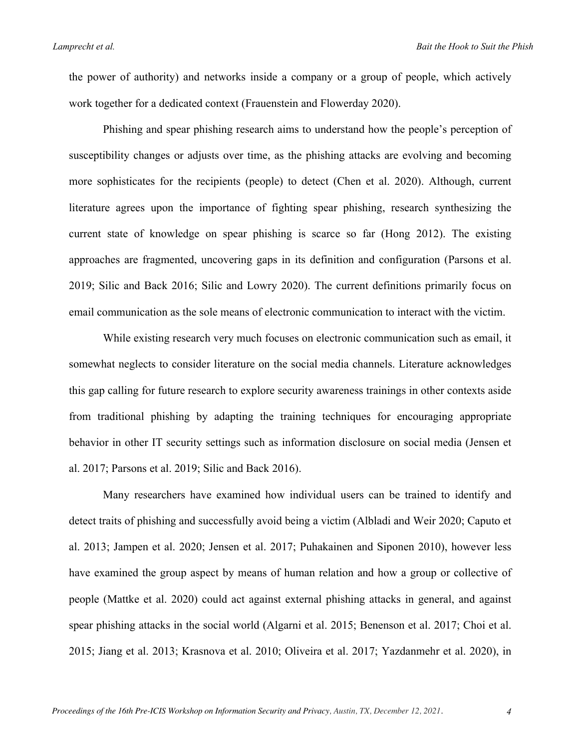the power of authority) and networks inside a company or a group of people, which actively work together for a dedicated context (Frauenstein and Flowerday 2020).

Phishing and spear phishing research aims to understand how the people's perception of susceptibility changes or adjusts over time, as the phishing attacks are evolving and becoming more sophisticates for the recipients (people) to detect (Chen et al. 2020). Although, current literature agrees upon the importance of fighting spear phishing, research synthesizing the current state of knowledge on spear phishing is scarce so far (Hong 2012). The existing approaches are fragmented, uncovering gaps in its definition and configuration (Parsons et al. 2019; Silic and Back 2016; Silic and Lowry 2020). The current definitions primarily focus on email communication as the sole means of electronic communication to interact with the victim.

While existing research very much focuses on electronic communication such as email, it somewhat neglects to consider literature on the social media channels. Literature acknowledges this gap calling for future research to explore security awareness trainings in other contexts aside from traditional phishing by adapting the training techniques for encouraging appropriate behavior in other IT security settings such as information disclosure on social media (Jensen et al. 2017; Parsons et al. 2019; Silic and Back 2016).

Many researchers have examined how individual users can be trained to identify and detect traits of phishing and successfully avoid being a victim (Albladi and Weir 2020; Caputo et al. 2013; Jampen et al. 2020; Jensen et al. 2017; Puhakainen and Siponen 2010), however less have examined the group aspect by means of human relation and how a group or collective of people (Mattke et al. 2020) could act against external phishing attacks in general, and against spear phishing attacks in the social world (Algarni et al. 2015; Benenson et al. 2017; Choi et al. 2015; Jiang et al. 2013; Krasnova et al. 2010; Oliveira et al. 2017; Yazdanmehr et al. 2020), in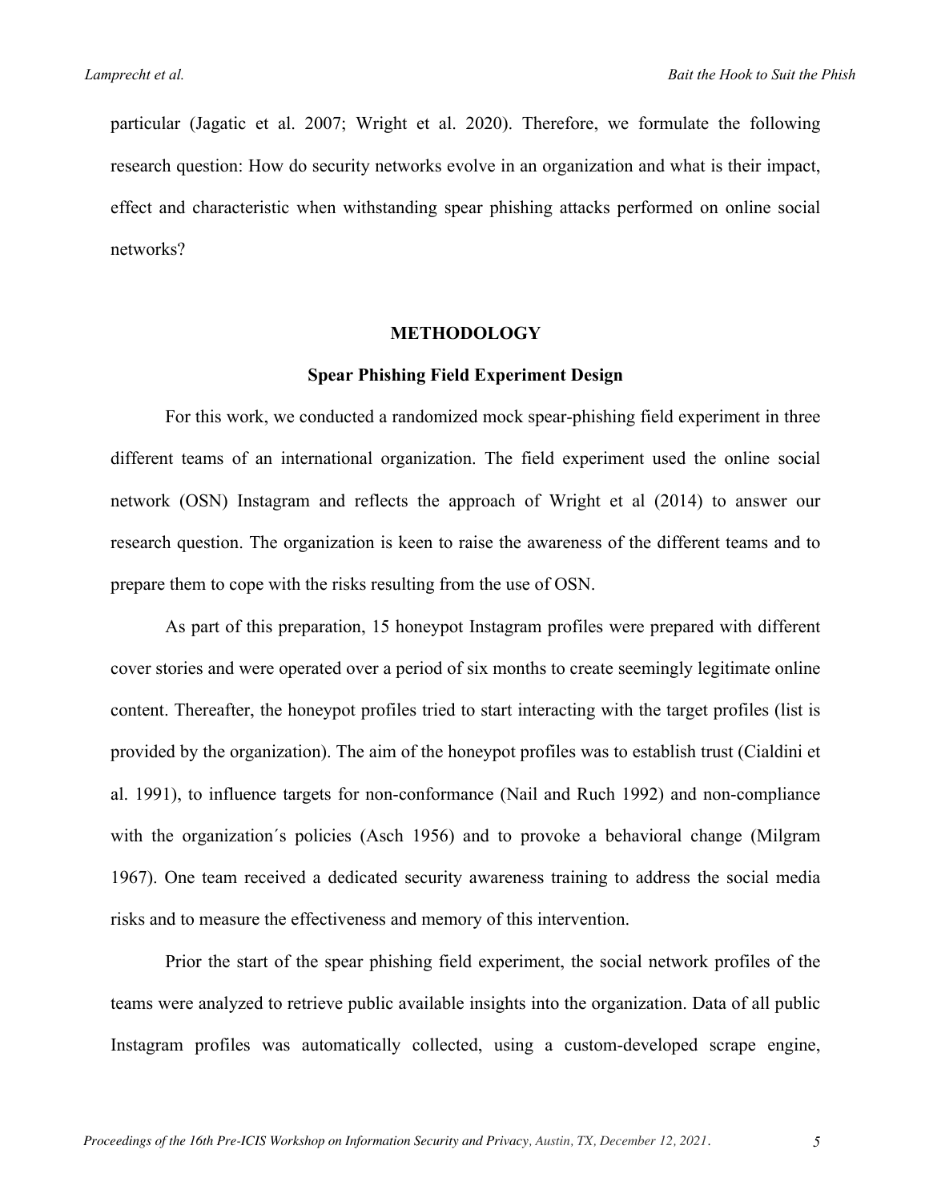particular (Jagatic et al. 2007; Wright et al. 2020). Therefore, we formulate the following research question: How do security networks evolve in an organization and what is their impact, effect and characteristic when withstanding spear phishing attacks performed on online social networks?

## METHODOLOGY

### Spear Phishing Field Experiment Design

For this work, we conducted a randomized mock spear-phishing field experiment in three different teams of an international organization. The field experiment used the online social network (OSN) Instagram and reflects the approach of Wright et al (2014) to answer our research question. The organization is keen to raise the awareness of the different teams and to prepare them to cope with the risks resulting from the use of OSN.

As part of this preparation, 15 honeypot Instagram profiles were prepared with different cover stories and were operated over a period of six months to create seemingly legitimate online content. Thereafter, the honeypot profiles tried to start interacting with the target profiles (list is provided by the organization). The aim of the honeypot profiles was to establish trust (Cialdini et al. 1991), to influence targets for non-conformance (Nail and Ruch 1992) and non-compliance with the organization´s policies (Asch 1956) and to provoke a behavioral change (Milgram 1967). One team received a dedicated security awareness training to address the social media risks and to measure the effectiveness and memory of this intervention.

Prior the start of the spear phishing field experiment, the social network profiles of the teams were analyzed to retrieve public available insights into the organization. Data of all public Instagram profiles was automatically collected, using a custom-developed scrape engine,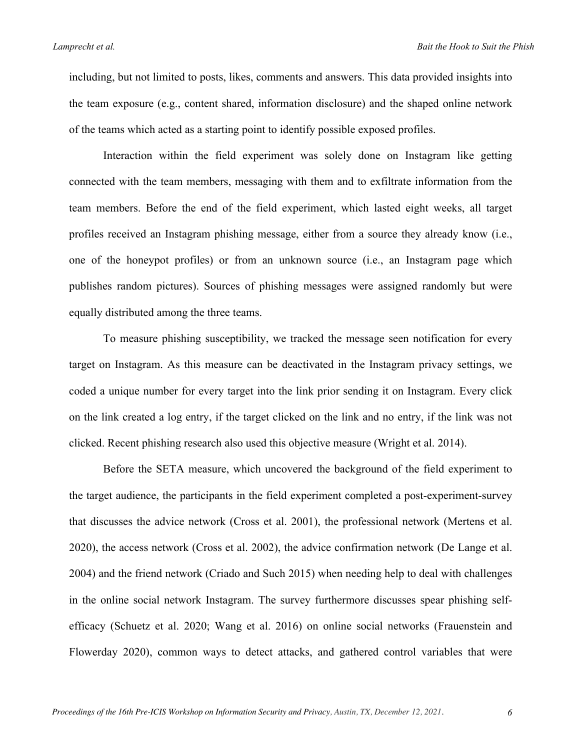including, but not limited to posts, likes, comments and answers. This data provided insights into the team exposure (e.g., content shared, information disclosure) and the shaped online network of the teams which acted as a starting point to identify possible exposed profiles.

Interaction within the field experiment was solely done on Instagram like getting connected with the team members, messaging with them and to exfiltrate information from the team members. Before the end of the field experiment, which lasted eight weeks, all target profiles received an Instagram phishing message, either from a source they already know (i.e., one of the honeypot profiles) or from an unknown source (i.e., an Instagram page which publishes random pictures). Sources of phishing messages were assigned randomly but were equally distributed among the three teams.

To measure phishing susceptibility, we tracked the message seen notification for every target on Instagram. As this measure can be deactivated in the Instagram privacy settings, we coded a unique number for every target into the link prior sending it on Instagram. Every click on the link created a log entry, if the target clicked on the link and no entry, if the link was not clicked. Recent phishing research also used this objective measure (Wright et al. 2014).

Before the SETA measure, which uncovered the background of the field experiment to the target audience, the participants in the field experiment completed a post-experiment-survey that discusses the advice network (Cross et al. 2001), the professional network (Mertens et al. 2020), the access network (Cross et al. 2002), the advice confirmation network (De Lange et al. 2004) and the friend network (Criado and Such 2015) when needing help to deal with challenges in the online social network Instagram. The survey furthermore discusses spear phishing self-efficacy (Schuetz et al. 2020; Wang et al. 2016) on online social networks (Frauenstein and Flowerday 2020), common ways to detect attacks, and gathered control variables that were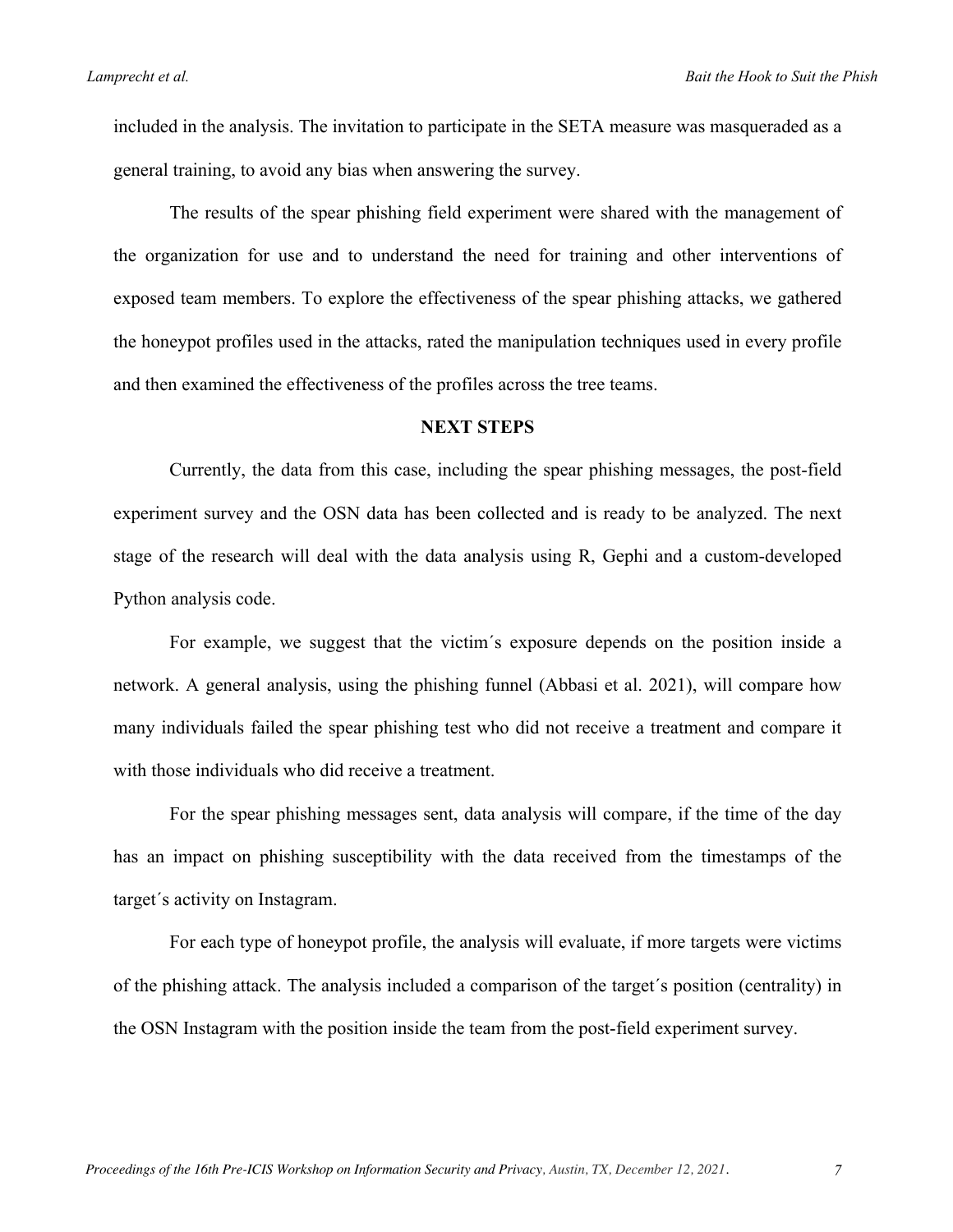included in the analysis. The invitation to participate in the SETA measure was masqueraded as a general training, to avoid any bias when answering the survey.

The results of the spear phishing field experiment were shared with the management of the organization for use and to understand the need for training and other interventions of exposed team members. To explore the effectiveness of the spear phishing attacks, we gathered the honeypot profiles used in the attacks, rated the manipulation techniques used in every profile and then examined the effectiveness of the profiles across the tree teams.

## NEXT STEPS

Currently, the data from this case, including the spear phishing messages, the post-field experiment survey and the OSN data has been collected and is ready to be analyzed. The next stage of the research will deal with the data analysis using R, Gephi and a custom-developed Python analysis code.

For example, we suggest that the victim´s exposure depends on the position inside a network. A general analysis, using the phishing funnel (Abbasi et al. 2021), will compare how many individuals failed the spear phishing test who did not receive a treatment and compare it with those individuals who did receive a treatment.

For the spear phishing messages sent, data analysis will compare, if the time of the day has an impact on phishing susceptibility with the data received from the timestamps of the target´s activity on Instagram.

For each type of honeypot profile, the analysis will evaluate, if more targets were victims of the phishing attack. The analysis included a comparison of the target´s position (centrality) in the OSN Instagram with the position inside the team from the post-field experiment survey.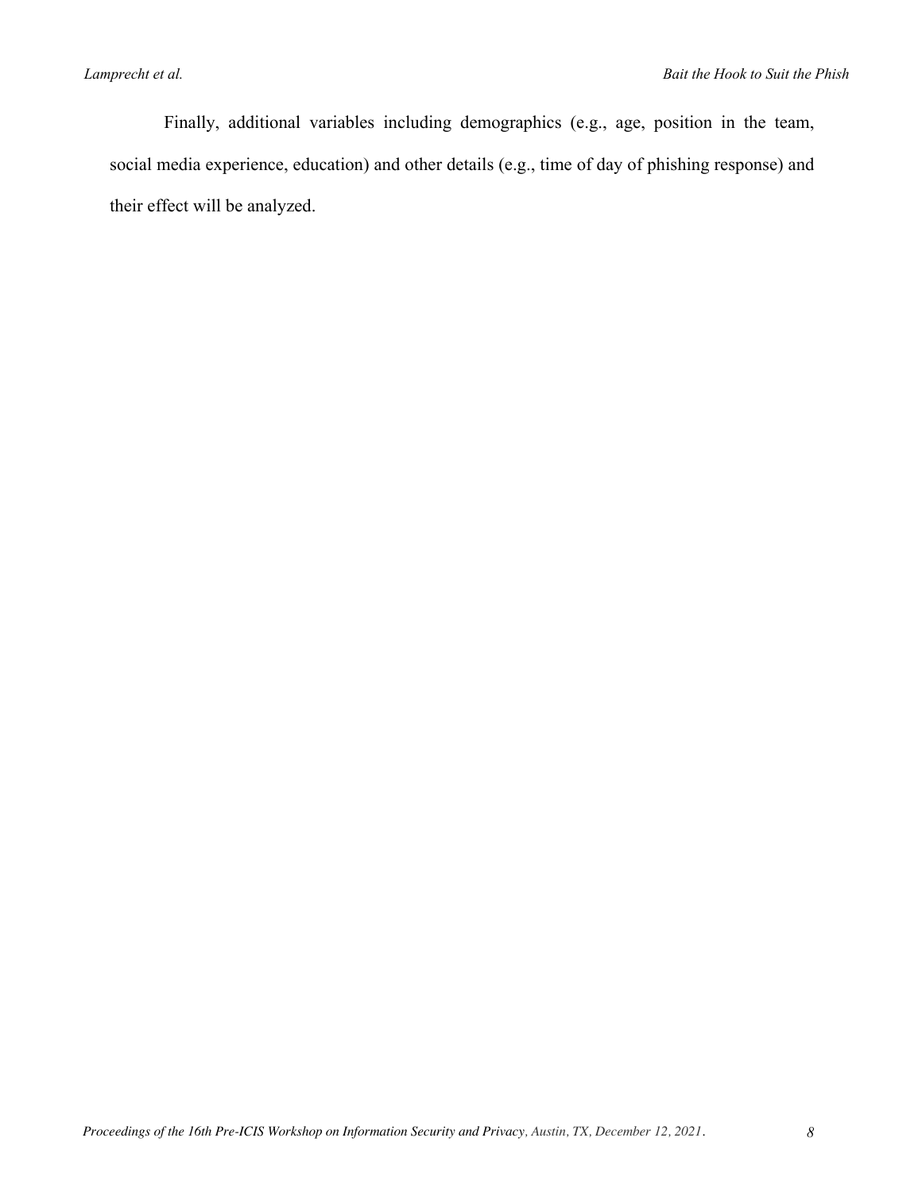Finally, additional variables including demographics (e.g., age, position in the team, social media experience, education) and other details (e.g., time of day of phishing response) and their effect will be analyzed.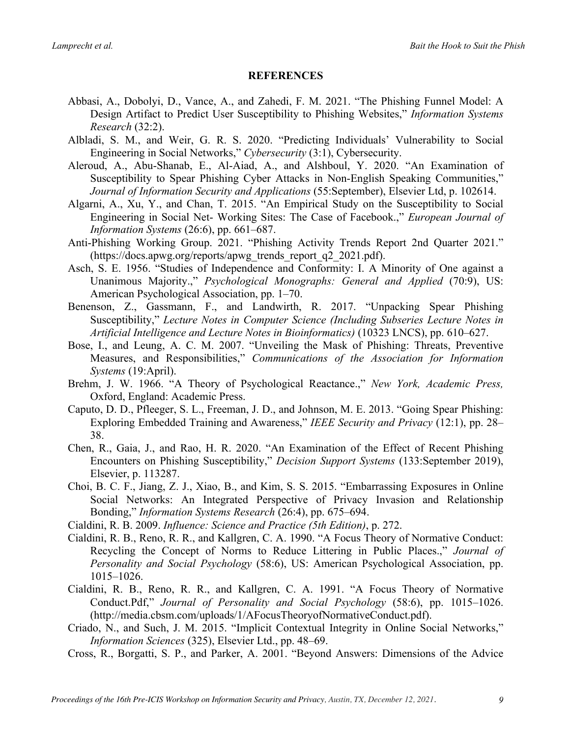## REFERENCES

Abbasi, A., Dobolyi, D., Vance, A., and Zahedi, F. M. 2021. "The Phishing Funnel Model: A Design Artifact to Predict User Susceptibility to Phishing Websites," *Information Systems Research* (32:2).

Albladi, S. M., and Weir, G. R. S. 2020. "Predicting Individuals' Vulnerability to Social Engineering in Social Networks," *Cybersecurity* (3:1), Cybersecurity.

Aleroud, A., Abu-Shanab, E., Al-Aiad, A., and Alshboul, Y. 2020. "An Examination of Susceptibility to Spear Phishing Cyber Attacks in Non-English Speaking Communities," *Journal of Information Security and Applications* (55:September), Elsevier Ltd, p. 102614.

Algarni, A., Xu, Y., and Chan, T. 2015. "An Empirical Study on the Susceptibility to Social Engineering in Social Net- Working Sites: The Case of Facebook.," *European Journal of Information Systems* (26:6), pp. 661–687.

Anti-Phishing Working Group. 2021. "Phishing Activity Trends Report 2nd Quarter 2021." (https://docs.apwg.org/reports/apwg_trends_report_q2_2021.pdf).

Asch, S. E. 1956. "Studies of Independence and Conformity: I. A Minority of One against a Unanimous Majority.," *Psychological Monographs: General and Applied* (70:9), US: American Psychological Association, pp. 1–70.

Benenson, Z., Gassmann, F., and Landwirth, R. 2017. "Unpacking Spear Phishing Susceptibility," *Lecture Notes in Computer Science (Including Subseries Lecture Notes in Artificial Intelligence and Lecture Notes in Bioinformatics)* (10323 LNCS), pp. 610–627.

Bose, I., and Leung, A. C. M. 2007. "Unveiling the Mask of Phishing: Threats, Preventive Measures, and Responsibilities," *Communications of the Association for Information Systems* (19:April).

Brehm, J. W. 1966. "A Theory of Psychological Reactance.," *New York, Academic Press,* Oxford, England: Academic Press.

Caputo, D. D., Pfleeger, S. L., Freeman, J. D., and Johnson, M. E. 2013. "Going Spear Phishing: Exploring Embedded Training and Awareness," *IEEE Security and Privacy* (12:1), pp. 28–38.

Chen, R., Gaia, J., and Rao, H. R. 2020. "An Examination of the Effect of Recent Phishing Encounters on Phishing Susceptibility," *Decision Support Systems* (133:September 2019), Elsevier, p. 113287.

Choi, B. C. F., Jiang, Z. J., Xiao, B., and Kim, S. S. 2015. "Embarrassing Exposures in Online Social Networks: An Integrated Perspective of Privacy Invasion and Relationship Bonding," *Information Systems Research* (26:4), pp. 675–694.

Cialdini, R. B. 2009. *Influence: Science and Practice (5th Edition)*, p. 272.

Cialdini, R. B., Reno, R. R., and Kallgren, C. A. 1990. "A Focus Theory of Normative Conduct: Recycling the Concept of Norms to Reduce Littering in Public Places.," *Journal of Personality and Social Psychology* (58:6), US: American Psychological Association, pp. 1015–1026.

Cialdini, R. B., Reno, R. R., and Kallgren, C. A. 1991. "A Focus Theory of Normative Conduct.Pdf," *Journal of Personality and Social Psychology* (58:6), pp. 1015–1026. (http://media.cbsm.com/uploads/1/AFocusTheoryofNormativeConduct.pdf).

Criado, N., and Such, J. M. 2015. "Implicit Contextual Integrity in Online Social Networks," *Information Sciences* (325), Elsevier Ltd., pp. 48–69.

Cross, R., Borgatti, S. P., and Parker, A. 2001. "Beyond Answers: Dimensions of the Advice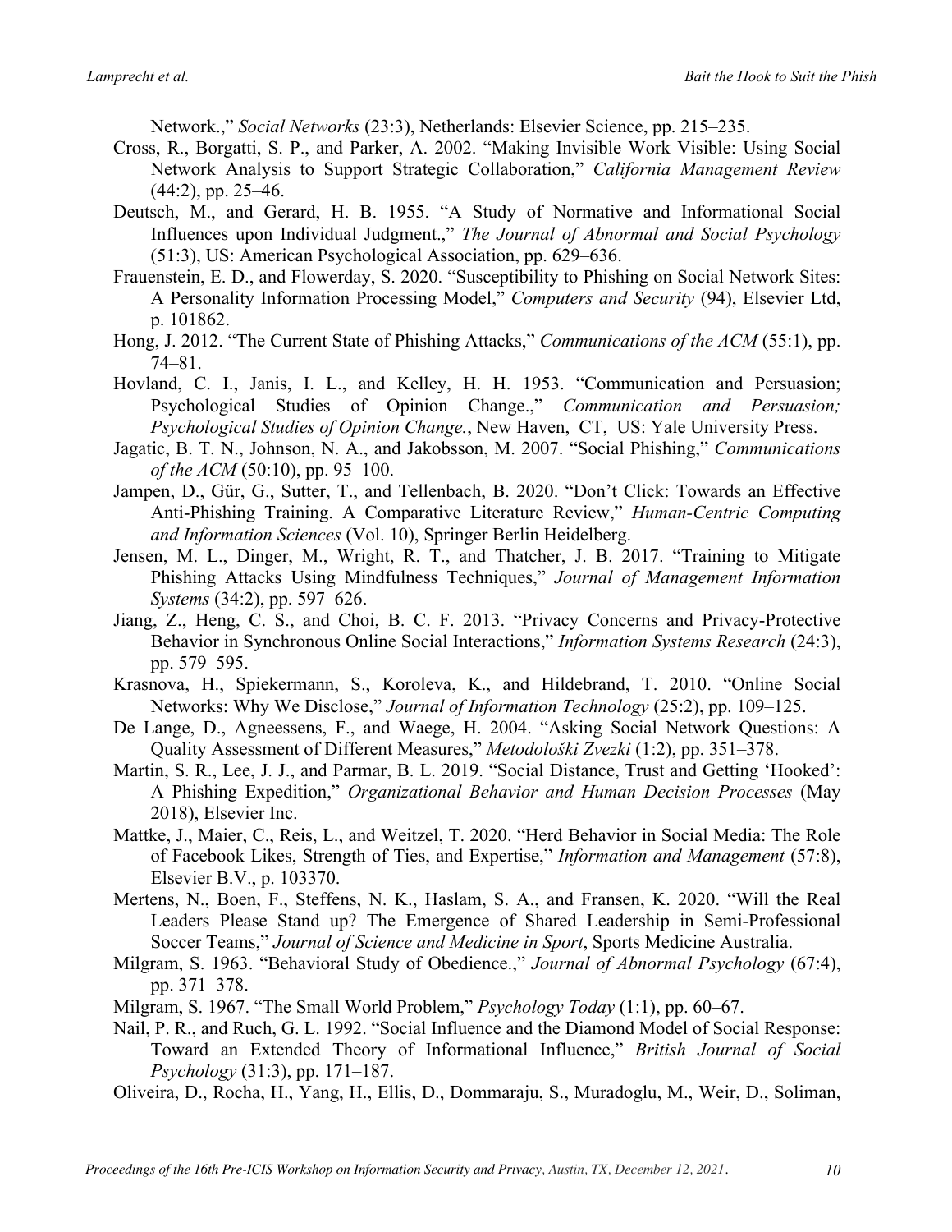Network.," *Social Networks* (23:3), Netherlands: Elsevier Science, pp. 215–235.

Cross, R., Borgatti, S. P., and Parker, A. 2002. "Making Invisible Work Visible: Using Social Network Analysis to Support Strategic Collaboration," *California Management Review* (44:2), pp. 25–46.

Deutsch, M., and Gerard, H. B. 1955. "A Study of Normative and Informational Social Influences upon Individual Judgment.," *The Journal of Abnormal and Social Psychology* (51:3), US: American Psychological Association, pp. 629–636.

Frauenstein, E. D., and Flowerday, S. 2020. "Susceptibility to Phishing on Social Network Sites: A Personality Information Processing Model," *Computers and Security* (94), Elsevier Ltd, p. 101862.

Hong, J. 2012. "The Current State of Phishing Attacks," *Communications of the ACM* (55:1), pp. 74–81.

Hovland, C. I., Janis, I. L., and Kelley, H. H. 1953. "Communication and Persuasion; Psychological Studies of Opinion Change.," *Communication and Persuasion; Psychological Studies of Opinion Change.*, New Haven, CT, US: Yale University Press.

Jagatic, B. T. N., Johnson, N. A., and Jakobsson, M. 2007. "Social Phishing," *Communications of the ACM* (50:10), pp. 95–100.

Jampen, D., Gür, G., Sutter, T., and Tellenbach, B. 2020. "Don't Click: Towards an Effective Anti-Phishing Training. A Comparative Literature Review," *Human-Centric Computing and Information Sciences* (Vol. 10), Springer Berlin Heidelberg.

Jensen, M. L., Dinger, M., Wright, R. T., and Thatcher, J. B. 2017. "Training to Mitigate Phishing Attacks Using Mindfulness Techniques," *Journal of Management Information Systems* (34:2), pp. 597–626.

Jiang, Z., Heng, C. S., and Choi, B. C. F. 2013. "Privacy Concerns and Privacy-Protective Behavior in Synchronous Online Social Interactions," *Information Systems Research* (24:3), pp. 579–595.

Krasnova, H., Spiekermann, S., Koroleva, K., and Hildebrand, T. 2010. "Online Social Networks: Why We Disclose," *Journal of Information Technology* (25:2), pp. 109–125.

De Lange, D., Agneessens, F., and Waege, H. 2004. "Asking Social Network Questions: A Quality Assessment of Different Measures," *Metodološki Zvezki* (1:2), pp. 351–378.

Martin, S. R., Lee, J. J., and Parmar, B. L. 2019. "Social Distance, Trust and Getting 'Hooked': A Phishing Expedition," *Organizational Behavior and Human Decision Processes* (May 2018), Elsevier Inc.

Mattke, J., Maier, C., Reis, L., and Weitzel, T. 2020. "Herd Behavior in Social Media: The Role of Facebook Likes, Strength of Ties, and Expertise," *Information and Management* (57:8), Elsevier B.V., p. 103370.

Mertens, N., Boen, F., Steffens, N. K., Haslam, S. A., and Fransen, K. 2020. "Will the Real Leaders Please Stand up? The Emergence of Shared Leadership in Semi-Professional Soccer Teams," *Journal of Science and Medicine in Sport*, Sports Medicine Australia.

Milgram, S. 1963. "Behavioral Study of Obedience.," *Journal of Abnormal Psychology* (67:4), pp. 371–378.

Milgram, S. 1967. "The Small World Problem," *Psychology Today* (1:1), pp. 60–67.

Nail, P. R., and Ruch, G. L. 1992. "Social Influence and the Diamond Model of Social Response: Toward an Extended Theory of Informational Influence," *British Journal of Social Psychology* (31:3), pp. 171–187.

Oliveira, D., Rocha, H., Yang, H., Ellis, D., Dommaraju, S., Muradoglu, M., Weir, D., Soliman,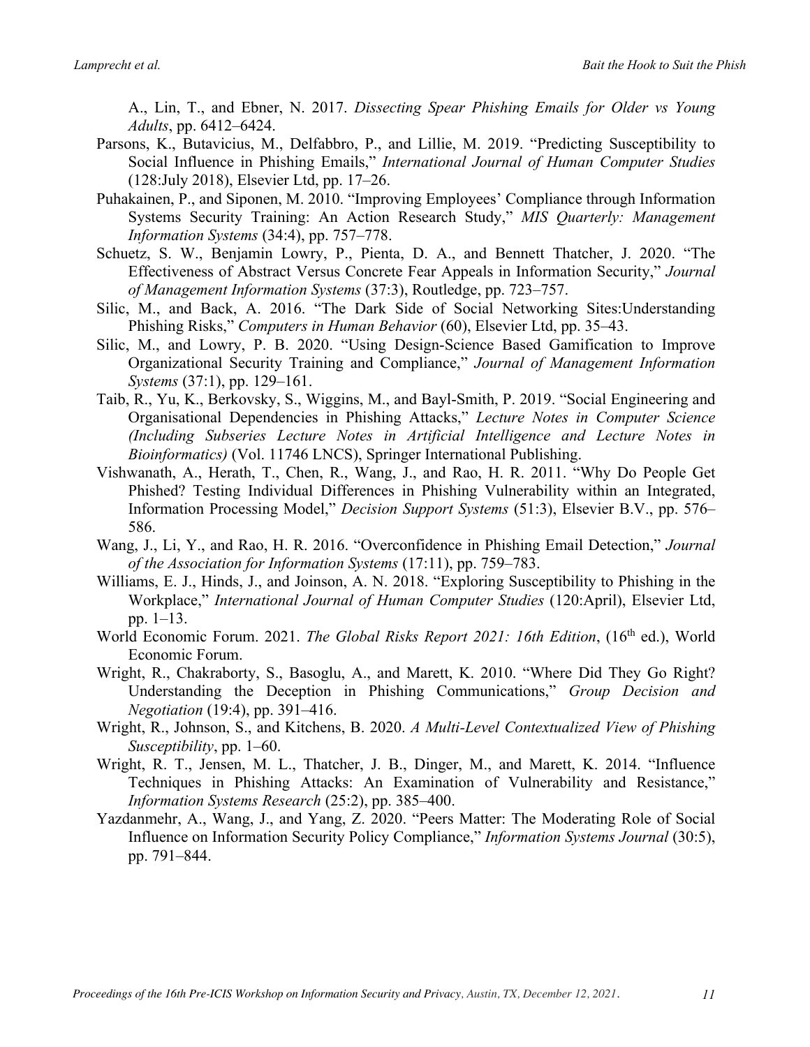A., Lin, T., and Ebner, N. 2017. *Dissecting Spear Phishing Emails for Older vs Young Adults*, pp. 6412–6424.

Parsons, K., Butavicius, M., Delfabbro, P., and Lillie, M. 2019. "Predicting Susceptibility to Social Influence in Phishing Emails," *International Journal of Human Computer Studies* (128:July 2018), Elsevier Ltd, pp. 17–26.

Puhakainen, P., and Siponen, M. 2010. "Improving Employees' Compliance through Information Systems Security Training: An Action Research Study," *MIS Quarterly: Management Information Systems* (34:4), pp. 757–778.

Schuetz, S. W., Benjamin Lowry, P., Pienta, D. A., and Bennett Thatcher, J. 2020. "The Effectiveness of Abstract Versus Concrete Fear Appeals in Information Security," *Journal of Management Information Systems* (37:3), Routledge, pp. 723–757.

Silic, M., and Back, A. 2016. "The Dark Side of Social Networking Sites:Understanding Phishing Risks," *Computers in Human Behavior* (60), Elsevier Ltd, pp. 35–43.

Silic, M., and Lowry, P. B. 2020. "Using Design-Science Based Gamification to Improve Organizational Security Training and Compliance," *Journal of Management Information Systems* (37:1), pp. 129–161.

Taib, R., Yu, K., Berkovsky, S., Wiggins, M., and Bayl-Smith, P. 2019. "Social Engineering and Organisational Dependencies in Phishing Attacks," *Lecture Notes in Computer Science (Including Subseries Lecture Notes in Artificial Intelligence and Lecture Notes in Bioinformatics)* (Vol. 11746 LNCS), Springer International Publishing.

Vishwanath, A., Herath, T., Chen, R., Wang, J., and Rao, H. R. 2011. "Why Do People Get Phished? Testing Individual Differences in Phishing Vulnerability within an Integrated, Information Processing Model," *Decision Support Systems* (51:3), Elsevier B.V., pp. 576–586.

Wang, J., Li, Y., and Rao, H. R. 2016. "Overconfidence in Phishing Email Detection," *Journal of the Association for Information Systems* (17:11), pp. 759–783.

Williams, E. J., Hinds, J., and Joinson, A. N. 2018. "Exploring Susceptibility to Phishing in the Workplace," *International Journal of Human Computer Studies* (120:April), Elsevier Ltd, pp. 1–13.

World Economic Forum. 2021. *The Global Risks Report 2021: 16th Edition*, (16th ed.), World Economic Forum.

Wright, R., Chakraborty, S., Basoglu, A., and Marett, K. 2010. "Where Did They Go Right? Understanding the Deception in Phishing Communications," *Group Decision and Negotiation* (19:4), pp. 391–416.

Wright, R., Johnson, S., and Kitchens, B. 2020. *A Multi-Level Contextualized View of Phishing Susceptibility*, pp. 1–60.

Wright, R. T., Jensen, M. L., Thatcher, J. B., Dinger, M., and Marett, K. 2014. "Influence Techniques in Phishing Attacks: An Examination of Vulnerability and Resistance," *Information Systems Research* (25:2), pp. 385–400.

Yazdanmehr, A., Wang, J., and Yang, Z. 2020. "Peers Matter: The Moderating Role of Social Influence on Information Security Policy Compliance," *Information Systems Journal* (30:5), pp. 791–844.